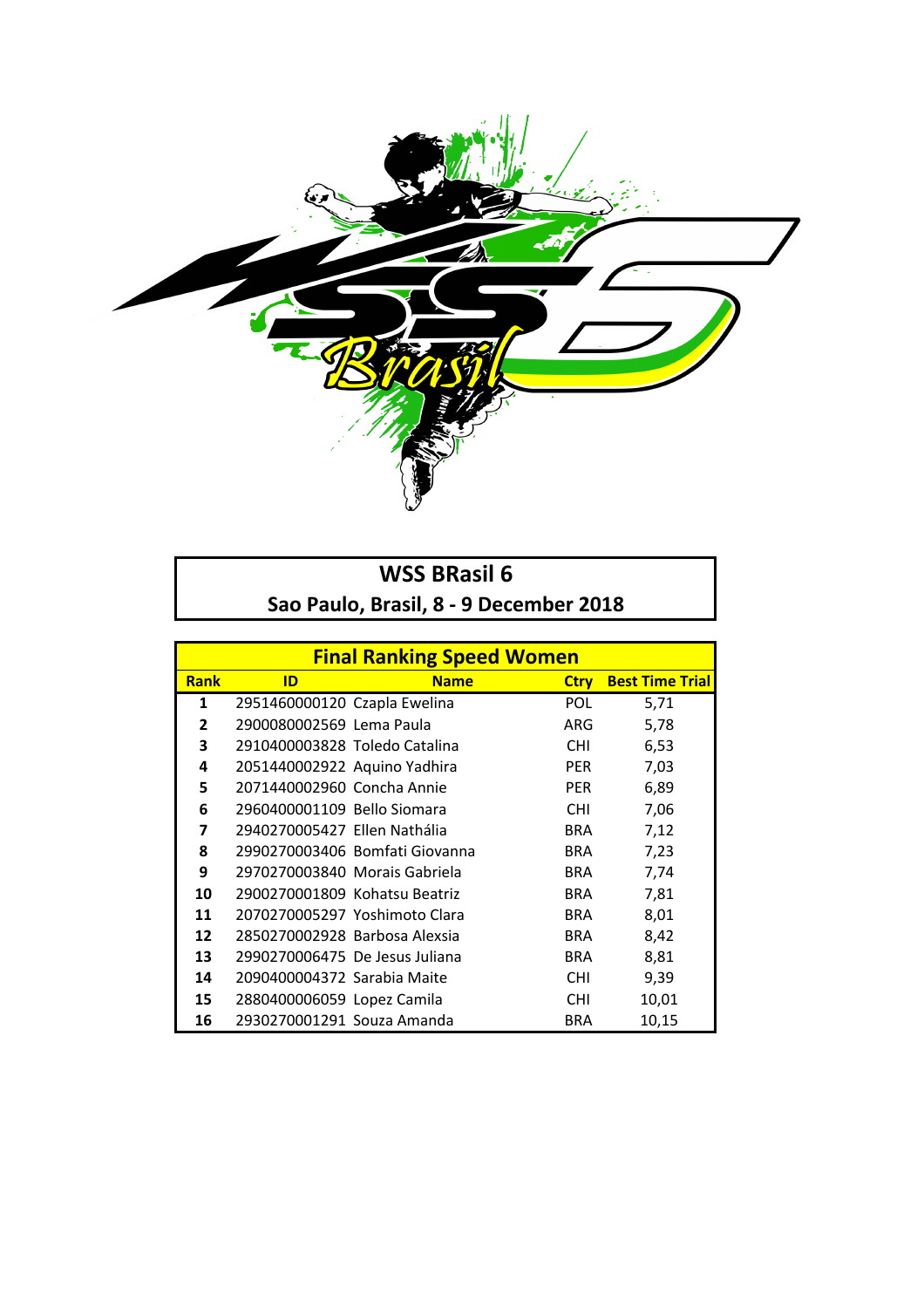# WSS BRasil 6

## Sao Paulo, Brasil, 8 - 9 December 2018

### Final Ranking Speed Women

| Rank | ID | Name | Ctry | Best Time Trial |
|---|---|---|---|---|
| 1 | 2951460000120 | Czapla Ewelina | POL | 5,71 |
| 2 | 2900080002569 | Lema Paula | ARG | 5,78 |
| 3 | 2910400003828 | Toledo Catalina | CHI | 6,53 |
| 4 | 2051440002922 | Aquino Yadhira | PER | 7,03 |
| 5 | 2071440002960 | Concha Annie | PER | 6,89 |
| 6 | 2960400001109 | Bello Siomara | CHI | 7,06 |
| 7 | 2940270005427 | Ellen Nathália | BRA | 7,12 |
| 8 | 2990270003406 | Bomfati Giovanna | BRA | 7,23 |
| 9 | 2970270003840 | Morais Gabriela | BRA | 7,74 |
| 10 | 2900270001809 | Kohatsu Beatriz | BRA | 7,81 |
| 11 | 2070270005297 | Yoshimoto Clara | BRA | 8,01 |
| 12 | 2850270002928 | Barbosa Alexsia | BRA | 8,42 |
| 13 | 2990270006475 | De Jesus Juliana | BRA | 8,81 |
| 14 | 2090400004372 | Sarabia Maite | CHI | 9,39 |
| 15 | 2880400006059 | Lopez Camila | CHI | 10,01 |
| 16 | 2930270001291 | Souza Amanda | BRA | 10,15 |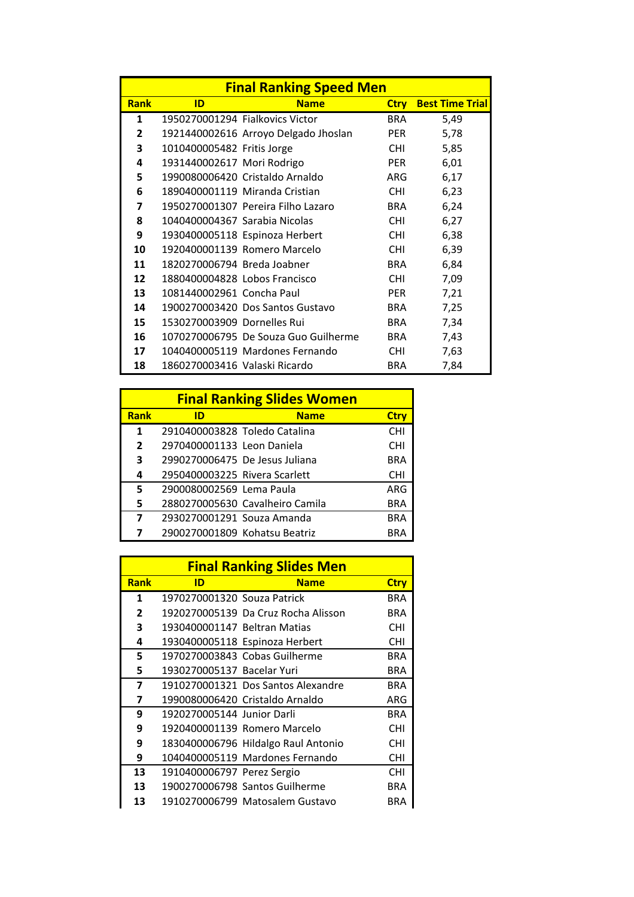## Final Ranking Speed Men

| Rank | ID | Name | Ctry | Best Time Trial |
|---|---|---|---|---|
| 1 | 1950270001294 | Fialkovics Victor | BRA | 5,49 |
| 2 | 1921440002616 | Arroyo Delgado Jhoslan | PER | 5,78 |
| 3 | 1010400005482 | Fritis Jorge | CHI | 5,85 |
| 4 | 1931440002617 | Mori Rodrigo | PER | 6,01 |
| 5 | 1990080006420 | Cristaldo Arnaldo | ARG | 6,17 |
| 6 | 1890400001119 | Miranda Cristian | CHI | 6,23 |
| 7 | 1950270001307 | Pereira Filho Lazaro | BRA | 6,24 |
| 8 | 1040400004367 | Sarabia Nicolas | CHI | 6,27 |
| 9 | 1930400005118 | Espinoza Herbert | CHI | 6,38 |
| 10 | 1920400001139 | Romero Marcelo | CHI | 6,39 |
| 11 | 1820270006794 | Breda Joabner | BRA | 6,84 |
| 12 | 1880400004828 | Lobos Francisco | CHI | 7,09 |
| 13 | 1081440002961 | Concha Paul | PER | 7,21 |
| 14 | 1900270003420 | Dos Santos Gustavo | BRA | 7,25 |
| 15 | 1530270003909 | Dornelles Rui | BRA | 7,34 |
| 16 | 1070270006795 | De Souza Guo Guilherme | BRA | 7,43 |
| 17 | 1040400005119 | Mardones Fernando | CHI | 7,63 |
| 18 | 1860270003416 | Valaski Ricardo | BRA | 7,84 |

## Final Ranking Slides Women

| Rank | ID | Name | Ctry |
|---|---|---|---|
| 1 | 2910400003828 | Toledo Catalina | CHI |
| 2 | 2970400001133 | Leon Daniela | CHI |
| 3 | 2990270006475 | De Jesus Juliana | BRA |
| 4 | 2950400003225 | Rivera Scarlett | CHI |
| 5 | 2900080002569 | Lema Paula | ARG |
| 5 | 2880270005630 | Cavalheiro Camila | BRA |
| 7 | 2930270001291 | Souza Amanda | BRA |
| 7 | 2900270001809 | Kohatsu Beatriz | BRA |

## Final Ranking Slides Men

| Rank | ID | Name | Ctry |
|---|---|---|---|
| 1 | 1970270001320 | Souza Patrick | BRA |
| 2 | 1920270005139 | Da Cruz Rocha Alisson | BRA |
| 3 | 1930400001147 | Beltran Matias | CHI |
| 4 | 1930400005118 | Espinoza Herbert | CHI |
| 5 | 1970270003843 | Cobas Guilherme | BRA |
| 5 | 1930270005137 | Bacelar Yuri | BRA |
| 7 | 1910270001321 | Dos Santos Alexandre | BRA |
| 7 | 1990080006420 | Cristaldo Arnaldo | ARG |
| 9 | 1920270005144 | Junior Darli | BRA |
| 9 | 1920400001139 | Romero Marcelo | CHI |
| 9 | 1830400006796 | Hildalgo Raul Antonio | CHI |
| 9 | 1040400005119 | Mardones Fernando | CHI |
| 13 | 1910400006797 | Perez Sergio | CHI |
| 13 | 1900270006798 | Santos Guilherme | BRA |
| 13 | 1910270006799 | Matosalem Gustavo | BRA |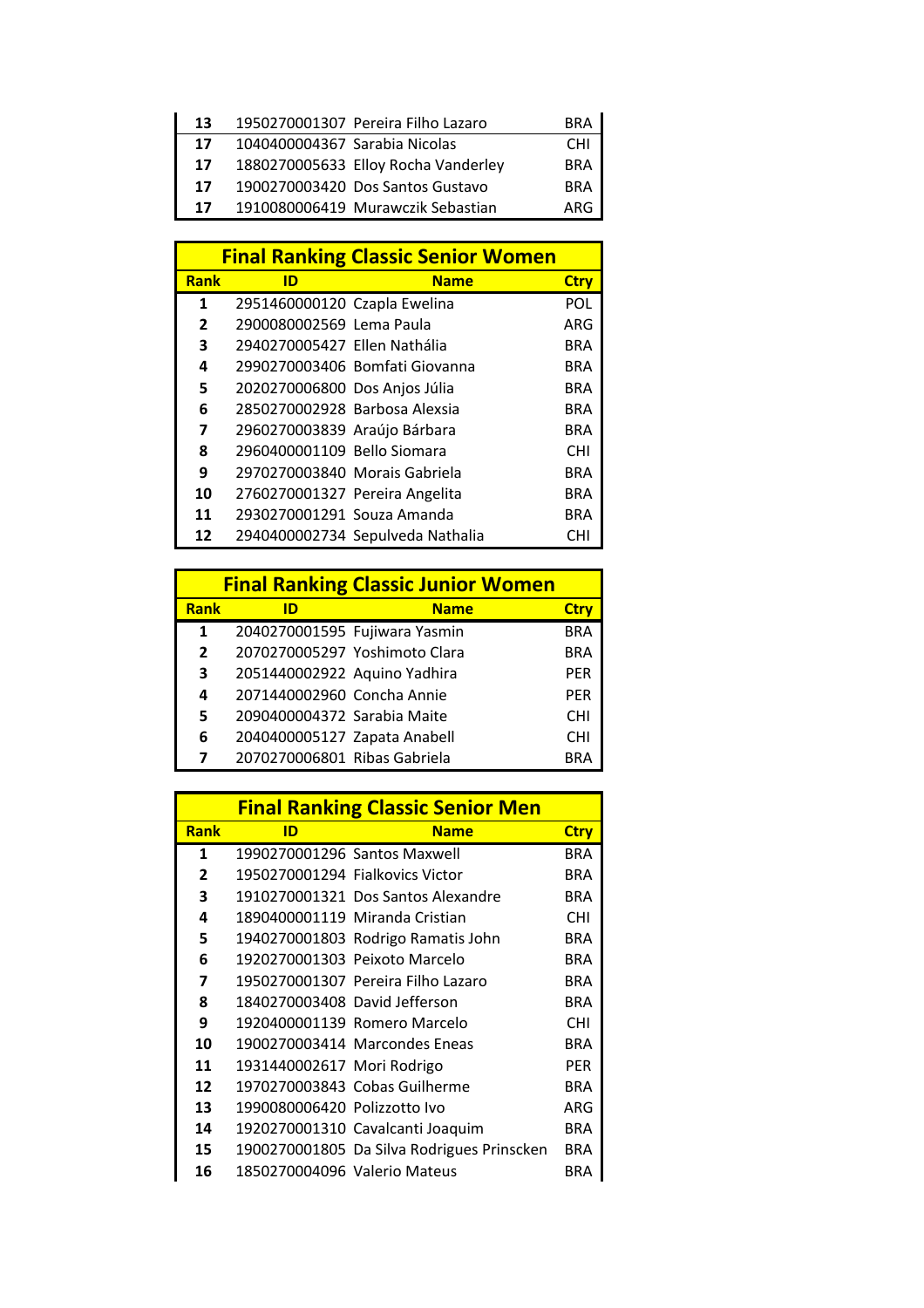| Rank | ID | Name | Ctry |
|---|---|---|---|
| 13 | 1950270001307 | Pereira Filho Lazaro | BRA |
| 17 | 1040400004367 | Sarabia Nicolas | CHI |
| 17 | 1880270005633 | Elloy Rocha Vanderley | BRA |
| 17 | 1900270003420 | Dos Santos Gustavo | BRA |
| 17 | 1910080006419 | Murawczik Sebastian | ARG |

## Final Ranking Classic Senior Women

| Rank | ID | Name | Ctry |
|---|---|---|---|
| 1 | 2951460000120 | Czapla Ewelina | POL |
| 2 | 2900080002569 | Lema Paula | ARG |
| 3 | 2940270005427 | Ellen Nathália | BRA |
| 4 | 2990270003406 | Bomfati Giovanna | BRA |
| 5 | 2020270006800 | Dos Anjos Júlia | BRA |
| 6 | 2850270002928 | Barbosa Alexsia | BRA |
| 7 | 2960270003839 | Araújo Bárbara | BRA |
| 8 | 2960400001109 | Bello Siomara | CHI |
| 9 | 2970270003840 | Morais Gabriela | BRA |
| 10 | 2760270001327 | Pereira Angelita | BRA |
| 11 | 2930270001291 | Souza Amanda | BRA |
| 12 | 2940400002734 | Sepulveda Nathalia | CHI |

## Final Ranking Classic Junior Women

| Rank | ID | Name | Ctry |
|---|---|---|---|
| 1 | 2040270001595 | Fujiwara Yasmin | BRA |
| 2 | 2070270005297 | Yoshimoto Clara | BRA |
| 3 | 2051440002922 | Aquino Yadhira | PER |
| 4 | 2071440002960 | Concha Annie | PER |
| 5 | 2090400004372 | Sarabia Maite | CHI |
| 6 | 2040400005127 | Zapata Anabell | CHI |
| 7 | 2070270006801 | Ribas Gabriela | BRA |

## Final Ranking Classic Senior Men

| Rank | ID | Name | Ctry |
|---|---|---|---|
| 1 | 1990270001296 | Santos Maxwell | BRA |
| 2 | 1950270001294 | Fialkovics Victor | BRA |
| 3 | 1910270001321 | Dos Santos Alexandre | BRA |
| 4 | 1890400001119 | Miranda Cristian | CHI |
| 5 | 1940270001803 | Rodrigo Ramatis John | BRA |
| 6 | 1920270001303 | Peixoto Marcelo | BRA |
| 7 | 1950270001307 | Pereira Filho Lazaro | BRA |
| 8 | 1840270003408 | David Jefferson | BRA |
| 9 | 1920400001139 | Romero Marcelo | CHI |
| 10 | 1900270003414 | Marcondes Eneas | BRA |
| 11 | 1931440002617 | Mori Rodrigo | PER |
| 12 | 1970270003843 | Cobas Guilherme | BRA |
| 13 | 1990080006420 | Polizzotto Ivo | ARG |
| 14 | 1920270001310 | Cavalcanti Joaquim | BRA |
| 15 | 1900270001805 | Da Silva Rodrigues Prinscken | BRA |
| 16 | 1850270004096 | Valerio Mateus | BRA |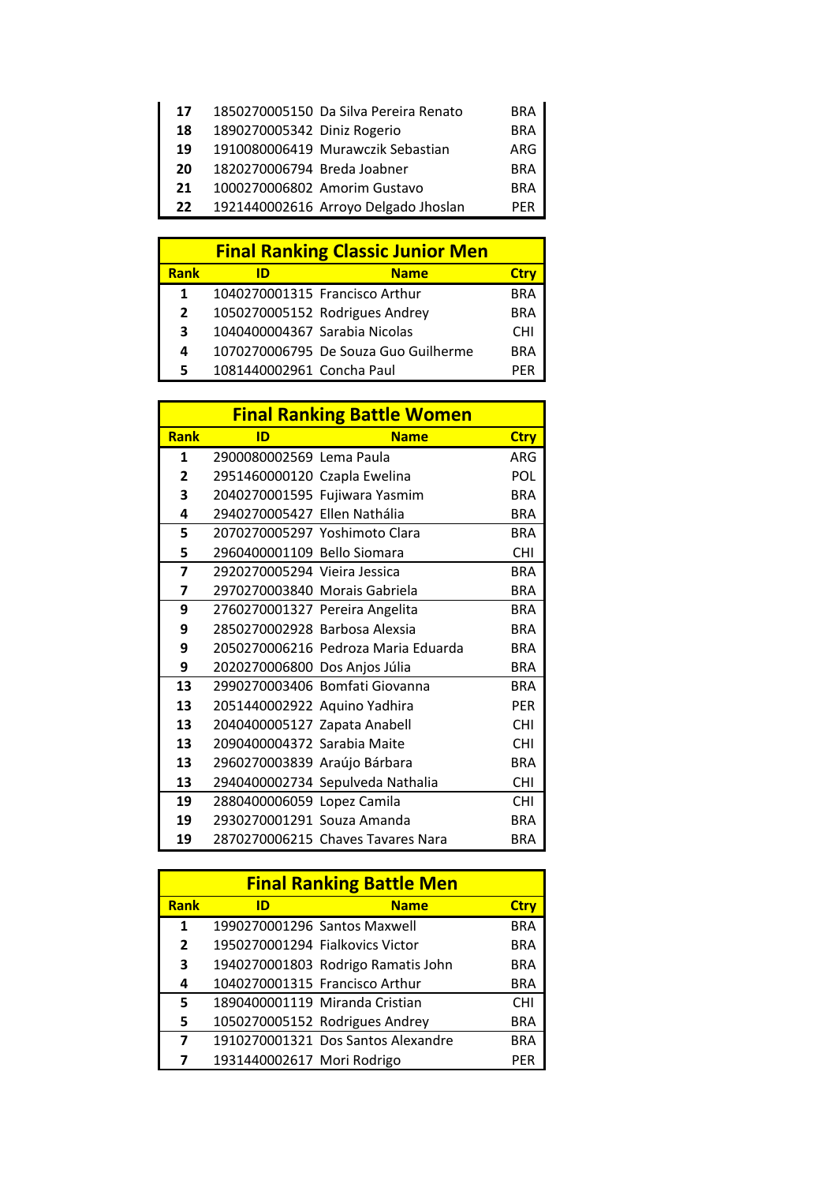| Rank | ID | Name | Ctry |
|---|---|---|---|
| 17 | 1850270005150 | Da Silva Pereira Renato | BRA |
| 18 | 1890270005342 | Diniz Rogerio | BRA |
| 19 | 1910080006419 | Murawczik Sebastian | ARG |
| 20 | 1820270006794 | Breda Joabner | BRA |
| 21 | 1000270006802 | Amorim Gustavo | BRA |
| 22 | 1921440002616 | Arroyo Delgado Jhoslan | PER |

## Final Ranking Classic Junior Men

| Rank | ID | Name | Ctry |
|---|---|---|---|
| 1 | 1040270001315 | Francisco Arthur | BRA |
| 2 | 1050270005152 | Rodrigues Andrey | BRA |
| 3 | 1040400004367 | Sarabia Nicolas | CHI |
| 4 | 1070270006795 | De Souza Guo Guilherme | BRA |
| 5 | 1081440002961 | Concha Paul | PER |

## Final Ranking Battle Women

| Rank | ID | Name | Ctry |
|---|---|---|---|
| 1 | 2900080002569 | Lema Paula | ARG |
| 2 | 2951460000120 | Czapla Ewelina | POL |
| 3 | 2040270001595 | Fujiwara Yasmim | BRA |
| 4 | 2940270005427 | Ellen Nathália | BRA |
| 5 | 2070270005297 | Yoshimoto Clara | BRA |
| 5 | 2960400001109 | Bello Siomara | CHI |
| 7 | 2920270005294 | Vieira Jessica | BRA |
| 7 | 2970270003840 | Morais Gabriela | BRA |
| 9 | 2760270001327 | Pereira Angelita | BRA |
| 9 | 2850270002928 | Barbosa Alexsia | BRA |
| 9 | 2050270006216 | Pedroza Maria Eduarda | BRA |
| 9 | 2020270006800 | Dos Anjos Júlia | BRA |
| 13 | 2990270003406 | Bomfati Giovanna | BRA |
| 13 | 2051440002922 | Aquino Yadhira | PER |
| 13 | 2040400005127 | Zapata Anabell | CHI |
| 13 | 2090400004372 | Sarabia Maite | CHI |
| 13 | 2960270003839 | Araújo Bárbara | BRA |
| 13 | 2940400002734 | Sepulveda Nathalia | CHI |
| 19 | 2880400006059 | Lopez Camila | CHI |
| 19 | 2930270001291 | Souza Amanda | BRA |
| 19 | 2870270006215 | Chaves Tavares Nara | BRA |

## Final Ranking Battle Men

| Rank | ID | Name | Ctry |
|---|---|---|---|
| 1 | 1990270001296 | Santos Maxwell | BRA |
| 2 | 1950270001294 | Fialkovics Victor | BRA |
| 3 | 1940270001803 | Rodrigo Ramatis John | BRA |
| 4 | 1040270001315 | Francisco Arthur | BRA |
| 5 | 1890400001119 | Miranda Cristian | CHI |
| 5 | 1050270005152 | Rodrigues Andrey | BRA |
| 7 | 1910270001321 | Dos Santos Alexandre | BRA |
| 7 | 1931440002617 | Mori Rodrigo | PER |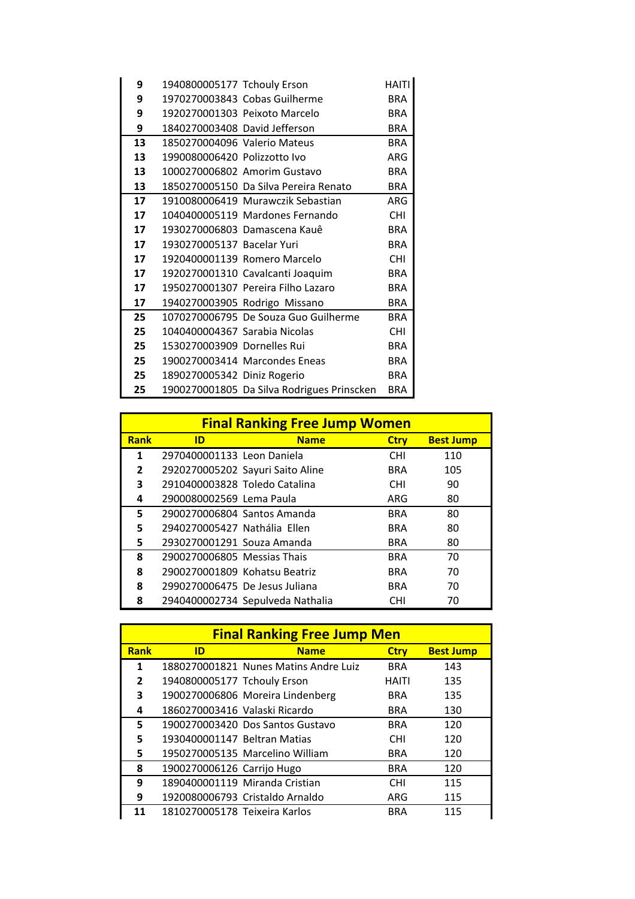| Rank | ID | Name | Ctry |
|---|---|---|---|
| **9** | 1940800005177 | Tchouly Erson | HAITI |
| **9** | 1970270003843 | Cobas Guilherme | BRA |
| **9** | 1920270001303 | Peixoto Marcelo | BRA |
| **9** | 1840270003408 | David Jefferson | BRA |
| **13** | 1850270004096 | Valerio Mateus | BRA |
| **13** | 1990080006420 | Polizzotto Ivo | ARG |
| **13** | 1000270006802 | Amorim Gustavo | BRA |
| **13** | 1850270005150 | Da Silva Pereira Renato | BRA |
| **17** | 1910080006419 | Murawczik Sebastian | ARG |
| **17** | 1040400005119 | Mardones Fernando | CHI |
| **17** | 1930270006803 | Damascena Kauê | BRA |
| **17** | 1930270005137 | Bacelar Yuri | BRA |
| **17** | 1920400001139 | Romero Marcelo | CHI |
| **17** | 1920270001310 | Cavalcanti Joaquim | BRA |
| **17** | 1950270001307 | Pereira Filho Lazaro | BRA |
| **17** | 1940270003905 | Rodrigo  Missano | BRA |
| **25** | 1070270006795 | De Souza Guo Guilherme | BRA |
| **25** | 1040400004367 | Sarabia Nicolas | CHI |
| **25** | 1530270003909 | Dornelles Rui | BRA |
| **25** | 1900270003414 | Marcondes Eneas | BRA |
| **25** | 1890270005342 | Diniz Rogerio | BRA |
| **25** | 1900270001805 | Da Silva Rodrigues Prinscken | BRA |

## Final Ranking Free Jump Women

| Rank | ID | Name | Ctry | Best Jump |
|---|---|---|---|---|
| **1** | 2970400001133 | Leon Daniela | CHI | 110 |
| **2** | 2920270005202 | Sayuri Saito Aline | BRA | 105 |
| **3** | 2910400003828 | Toledo Catalina | CHI | 90 |
| **4** | 2900080002569 | Lema Paula | ARG | 80 |
| **5** | 2900270006804 | Santos Amanda | BRA | 80 |
| **5** | 2940270005427 | Nathália  Ellen | BRA | 80 |
| **5** | 2930270001291 | Souza Amanda | BRA | 80 |
| **8** | 2900270006805 | Messias Thais | BRA | 70 |
| **8** | 2900270001809 | Kohatsu Beatriz | BRA | 70 |
| **8** | 2990270006475 | De Jesus Juliana | BRA | 70 |
| **8** | 2940400002734 | Sepulveda Nathalia | CHI | 70 |

## Final Ranking Free Jump Men

| Rank | ID | Name | Ctry | Best Jump |
|---|---|---|---|---|
| **1** | 1880270001821 | Nunes Matins Andre Luiz | BRA | 143 |
| **2** | 1940800005177 | Tchouly Erson | HAITI | 135 |
| **3** | 1900270006806 | Moreira Lindenberg | BRA | 135 |
| **4** | 1860270003416 | Valaski Ricardo | BRA | 130 |
| **5** | 1900270003420 | Dos Santos Gustavo | BRA | 120 |
| **5** | 1930400001147 | Beltran Matias | CHI | 120 |
| **5** | 1950270005135 | Marcelino William | BRA | 120 |
| **8** | 1900270006126 | Carrijo Hugo | BRA | 120 |
| **9** | 1890400001119 | Miranda Cristian | CHI | 115 |
| **9** | 1920080006793 | Cristaldo Arnaldo | ARG | 115 |
| **11** | 1810270005178 | Teixeira Karlos | BRA | 115 |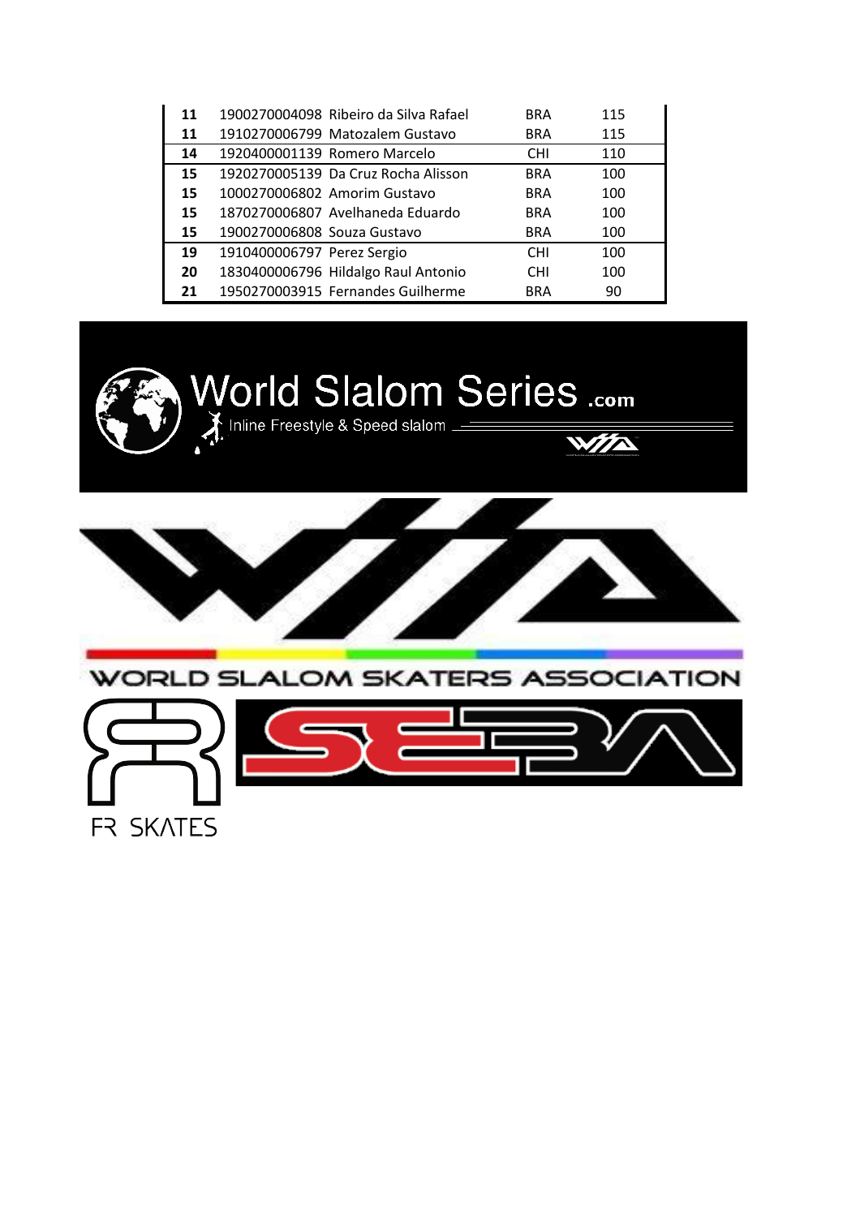| | | | | |
|---|---|---|---|---|
| **11** | 1900270004098 | Ribeiro da Silva Rafael | BRA | 115 |
| **11** | 1910270006799 | Matozalem Gustavo | BRA | 115 |
| **14** | 1920400001139 | Romero Marcelo | CHI | 110 |
| **15** | 1920270005139 | Da Cruz Rocha Alisson | BRA | 100 |
| **15** | 1000270006802 | Amorim Gustavo | BRA | 100 |
| **15** | 1870270006807 | Avelhaneda Eduardo | BRA | 100 |
| **15** | 1900270006808 | Souza Gustavo | BRA | 100 |
| **19** | 1910400006797 | Perez Sergio | CHI | 100 |
| **20** | 1830400006796 | Hildalgo Raul Antonio | CHI | 100 |
| **21** | 1950270003915 | Fernandes Guilherme | BRA | 90 |

World Slalom Series .com

Inline Freestyle & Speed slalom

WORLD SLALOM SKATERS ASSOCIATION

FR SKATES

SEBA